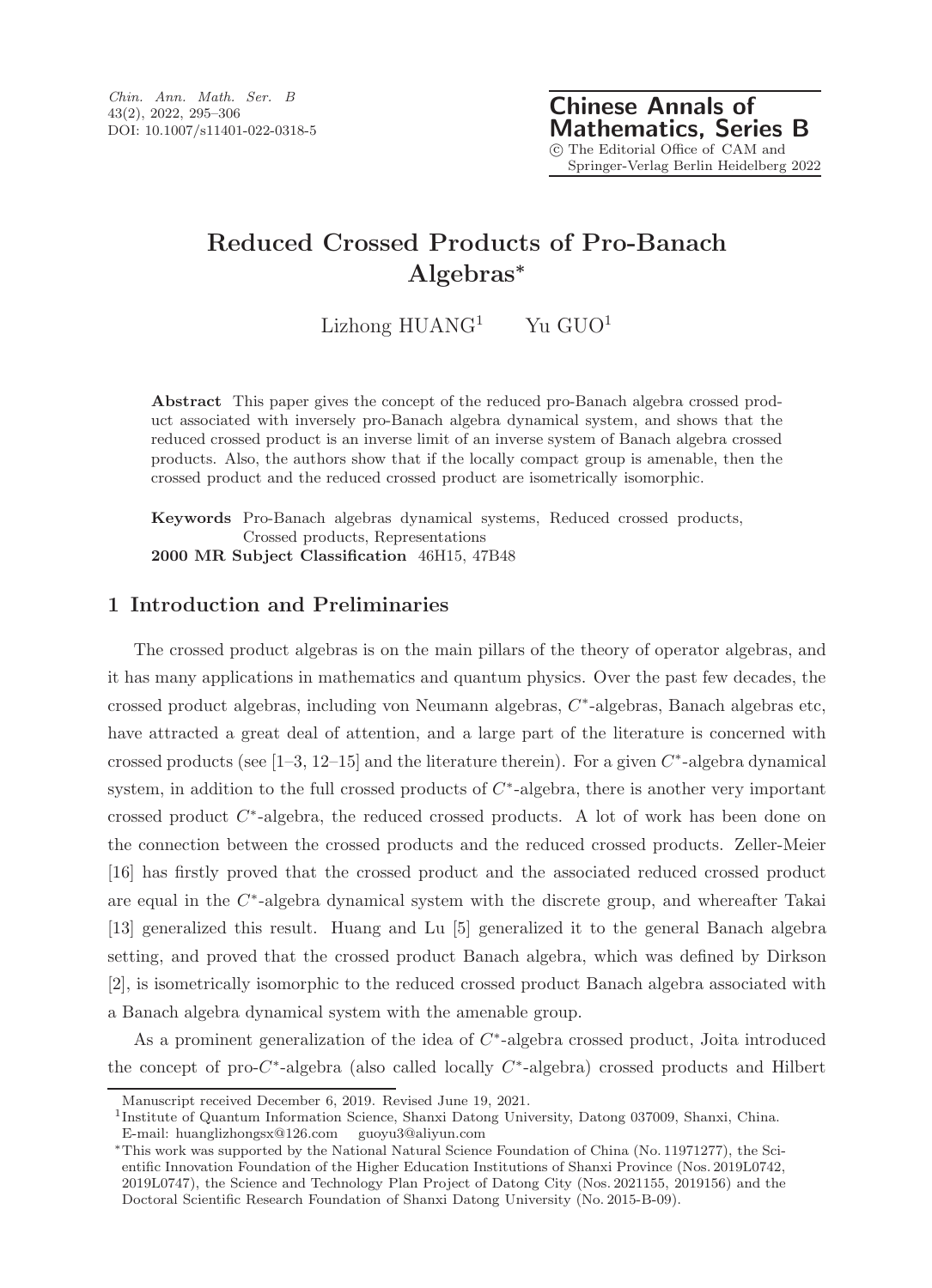# Reduced Crossed Products of Pro-Banach Algebras*

Lizhong HUANG[1] Yu GUO[1]

**Abstract** This paper gives the concept of the reduced pro-Banach algebra crossed product associated with inversely pro-Banach algebra dynamical system, and shows that the reduced crossed product is an inverse limit of an inverse system of Banach algebra crossed products. Also, the authors show that if the locally compact group is amenable, then the crossed product and the reduced crossed product are isometrically isomorphic.

**Keywords** Pro-Banach algebras dynamical systems, Reduced crossed products, Crossed products, Representations

**2000 MR Subject Classification** 46H15, 47B48

## 1 Introduction and Preliminaries

The crossed product algebras is on the main pillars of the theory of operator algebras, and it has many applications in mathematics and quantum physics. Over the past few decades, the crossed product algebras, including von Neumann algebras, $C^*$-algebras, Banach algebras etc, have attracted a great deal of attention, and a large part of the literature is concerned with crossed products (see [1–3, 12–15] and the literature therein). For a given $C^*$-algebra dynamical system, in addition to the full crossed products of $C^*$-algebra, there is another very important crossed product $C^*$-algebra, the reduced crossed products. A lot of work has been done on the connection between the crossed products and the reduced crossed products. Zeller-Meier [16] has firstly proved that the crossed product and the associated reduced crossed product are equal in the $C^*$-algebra dynamical system with the discrete group, and whereafter Takai [13] generalized this result. Huang and Lu [5] generalized it to the general Banach algebra setting, and proved that the crossed product Banach algebra, which was defined by Dirkson [2], is isometrically isomorphic to the reduced crossed product Banach algebra associated with a Banach algebra dynamical system with the amenable group.

As a prominent generalization of the idea of $C^*$-algebra crossed product, Joita introduced the concept of pro-$C^*$-algebra (also called locally $C^*$-algebra) crossed products and Hilbert

Manuscript received December 6, 2019. Revised June 19, 2021.

[1]Institute of Quantum Information Science, Shanxi Datong University, Datong 037009, Shanxi, China. E-mail: huanglizhongsx@126.com guoyu3@aliyun.com

*This work was supported by the National Natural Science Foundation of China (No. 11971277), the Scientific Innovation Foundation of the Higher Education Institutions of Shanxi Province (Nos. 2019L0742, 2019L0747), the Science and Technology Plan Project of Datong City (Nos. 2021155, 2019156) and the Doctoral Scientific Research Foundation of Shanxi Datong University (No. 2015-B-09).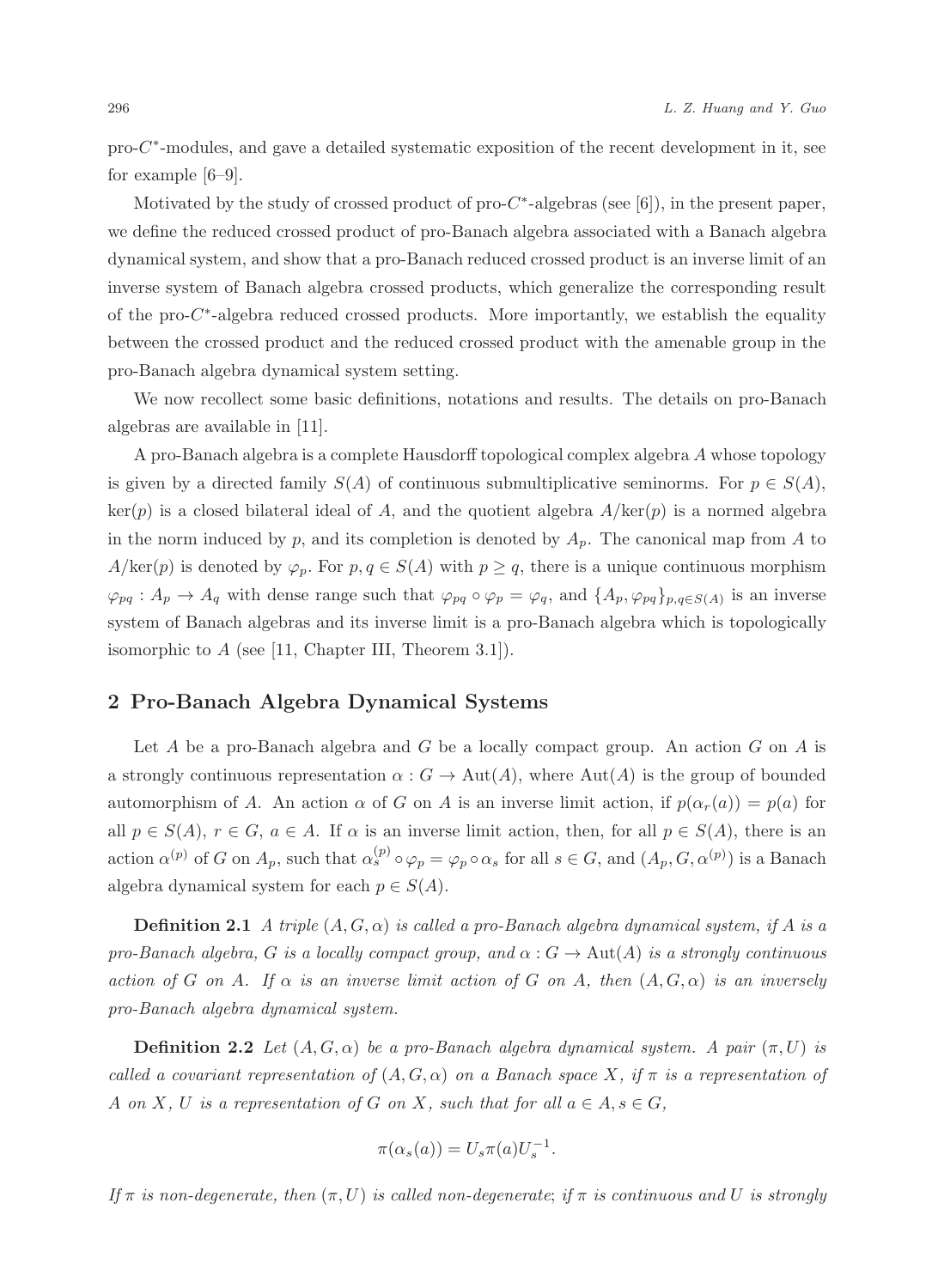pro-$C^*$-modules, and gave a detailed systematic exposition of the recent development in it, see for example [6–9].

Motivated by the study of crossed product of pro-$C^*$-algebras (see [6]), in the present paper, we define the reduced crossed product of pro-Banach algebra associated with a Banach algebra dynamical system, and show that a pro-Banach reduced crossed product is an inverse limit of an inverse system of Banach algebra crossed products, which generalize the corresponding result of the pro-$C^*$-algebra reduced crossed products. More importantly, we establish the equality between the crossed product and the reduced crossed product with the amenable group in the pro-Banach algebra dynamical system setting.

We now recollect some basic definitions, notations and results. The details on pro-Banach algebras are available in [11].

A pro-Banach algebra is a complete Hausdorff topological complex algebra $A$ whose topology is given by a directed family $S(A)$ of continuous submultiplicative seminorms. For $p \in S(A)$, $\ker(p)$ is a closed bilateral ideal of $A$, and the quotient algebra $A/\ker(p)$ is a normed algebra in the norm induced by $p$, and its completion is denoted by $A_p$. The canonical map from $A$ to $A/\ker(p)$ is denoted by $\varphi_p$. For $p, q \in S(A)$ with $p \geq q$, there is a unique continuous morphism $\varphi_{pq} : A_p \to A_q$ with dense range such that $\varphi_{pq} \circ \varphi_p = \varphi_q$, and $\{A_p, \varphi_{pq}\}_{p,q \in S(A)}$ is an inverse system of Banach algebras and its inverse limit is a pro-Banach algebra which is topologically isomorphic to $A$ (see [11, Chapter III, Theorem 3.1]).

## 2 Pro-Banach Algebra Dynamical Systems

Let $A$ be a pro-Banach algebra and $G$ be a locally compact group. An action $G$ on $A$ is a strongly continuous representation $\alpha : G \to \mathrm{Aut}(A)$, where $\mathrm{Aut}(A)$ is the group of bounded automorphism of $A$. An action $\alpha$ of $G$ on $A$ is an inverse limit action, if $p(\alpha_r(a)) = p(a)$ for all $p \in S(A)$, $r \in G$, $a \in A$. If $\alpha$ is an inverse limit action, then, for all $p \in S(A)$, there is an action $\alpha^{(p)}$ of $G$ on $A_p$, such that $\alpha_s^{(p)} \circ \varphi_p = \varphi_p \circ \alpha_s$ for all $s \in G$, and $(A_p, G, \alpha^{(p)})$ is a Banach algebra dynamical system for each $p \in S(A)$.

**Definition 2.1** *A triple $(A, G, \alpha)$ is called a pro-Banach algebra dynamical system, if $A$ is a pro-Banach algebra, $G$ is a locally compact group, and $\alpha : G \to \mathrm{Aut}(A)$ is a strongly continuous action of $G$ on $A$. If $\alpha$ is an inverse limit action of $G$ on $A$, then $(A, G, \alpha)$ is an inversely pro-Banach algebra dynamical system.*

**Definition 2.2** *Let $(A, G, \alpha)$ be a pro-Banach algebra dynamical system. A pair $(\pi, U)$ is called a covariant representation of $(A, G, \alpha)$ on a Banach space $X$, if $\pi$ is a representation of $A$ on $X$, $U$ is a representation of $G$ on $X$, such that for all $a \in A, s \in G$,*

$$\pi(\alpha_s(a)) = U_s \pi(a) U_s^{-1}.$$

*If $\pi$ is non-degenerate, then $(\pi, U)$ is called non-degenerate; if $\pi$ is continuous and $U$ is strongly*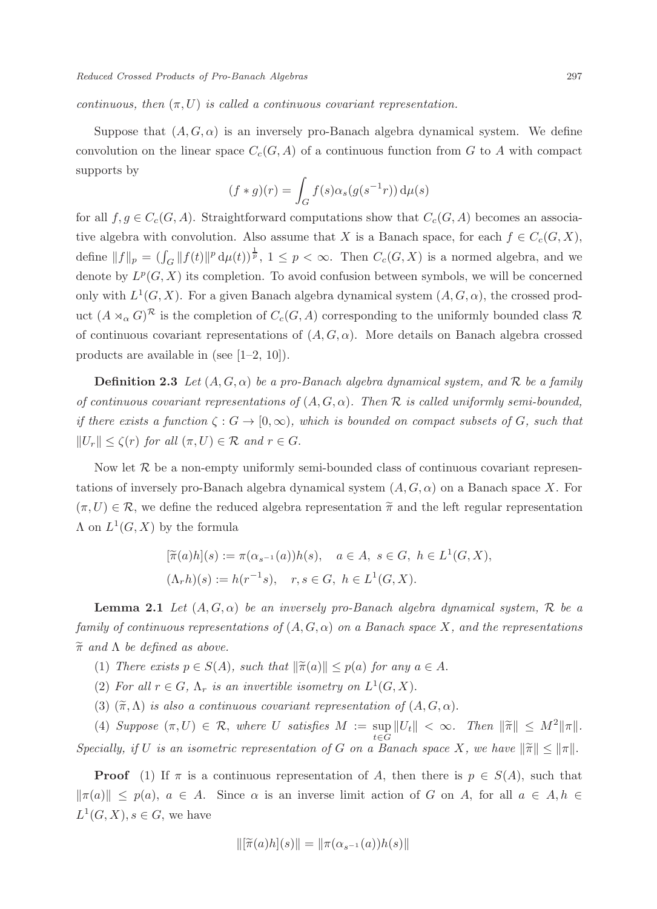*continuous, then $(\pi, U)$ is called a continuous covariant representation.*

Suppose that $(A, G, \alpha)$ is an inversely pro-Banach algebra dynamical system. We define convolution on the linear space $C_c(G, A)$ of a continuous function from $G$ to $A$ with compact supports by

$$(f * g)(r) = \int_G f(s)\alpha_s(g(s^{-1}r))\,\mathrm{d}\mu(s)$$

for all $f, g \in C_c(G, A)$. Straightforward computations show that $C_c(G, A)$ becomes an associative algebra with convolution. Also assume that $X$ is a Banach space, for each $f \in C_c(G, X)$, define $\|f\|_p = (\int_G \|f(t)\|^p \,\mathrm{d}\mu(t))^{\frac{1}{p}}$, $1 \leq p < \infty$. Then $C_c(G, X)$ is a normed algebra, and we denote by $L^p(G, X)$ its completion. To avoid confusion between symbols, we will be concerned only with $L^1(G, X)$. For a given Banach algebra dynamical system $(A, G, \alpha)$, the crossed product $(A \rtimes_\alpha G)^{\mathcal{R}}$ is the completion of $C_c(G, A)$ corresponding to the uniformly bounded class $\mathcal{R}$ of continuous covariant representations of $(A, G, \alpha)$. More details on Banach algebra crossed products are available in (see [1–2, 10]).

**Definition 2.3** *Let $(A, G, \alpha)$ be a pro-Banach algebra dynamical system, and $\mathcal{R}$ be a family of continuous covariant representations of $(A, G, \alpha)$. Then $\mathcal{R}$ is called uniformly semi-bounded, if there exists a function $\zeta : G \to [0, \infty)$, which is bounded on compact subsets of $G$, such that $\|U_r\| \leq \zeta(r)$ for all $(\pi, U) \in \mathcal{R}$ and $r \in G$.*

Now let $\mathcal{R}$ be a non-empty uniformly semi-bounded class of continuous covariant representations of inversely pro-Banach algebra dynamical system $(A, G, \alpha)$ on a Banach space $X$. For $(\pi, U) \in \mathcal{R}$, we define the reduced algebra representation $\widetilde{\pi}$ and the left regular representation $\Lambda$ on $L^1(G, X)$ by the formula

$$[\widetilde{\pi}(a)h](s) := \pi(\alpha_{s^{-1}}(a))h(s), \quad a \in A,\ s \in G,\ h \in L^1(G, X),$$
$$(\Lambda_r h)(s) := h(r^{-1}s), \quad r, s \in G,\ h \in L^1(G, X).$$

**Lemma 2.1** *Let $(A, G, \alpha)$ be an inversely pro-Banach algebra dynamical system, $\mathcal{R}$ be a family of continuous representations of $(A, G, \alpha)$ on a Banach space $X$, and the representations $\widetilde{\pi}$ and $\Lambda$ be defined as above.*

(1) *There exists $p \in S(A)$, such that $\|\widetilde{\pi}(a)\| \leq p(a)$ for any $a \in A$.*

(2) *For all $r \in G$, $\Lambda_r$ is an invertible isometry on $L^1(G, X)$.*

(3) *$(\widetilde{\pi}, \Lambda)$ is also a continuous covariant representation of $(A, G, \alpha)$.*

(4) *Suppose $(\pi, U) \in \mathcal{R}$, where $U$ satisfies $M := \sup\limits_{t \in G} \|U_t\| < \infty$. Then $\|\widetilde{\pi}\| \leq M^2 \|\pi\|$. Specially, if $U$ is an isometric representation of $G$ on a Banach space $X$, we have $\|\widetilde{\pi}\| \leq \|\pi\|$.*

**Proof** (1) If $\pi$ is a continuous representation of $A$, then there is $p \in S(A)$, such that $\|\pi(a)\| \leq p(a)$, $a \in A$. Since $\alpha$ is an inverse limit action of $G$ on $A$, for all $a \in A, h \in L^1(G, X), s \in G$, we have

$$\|[\widetilde{\pi}(a)h](s)\| = \|\pi(\alpha_{s^{-1}}(a))h(s)\|$$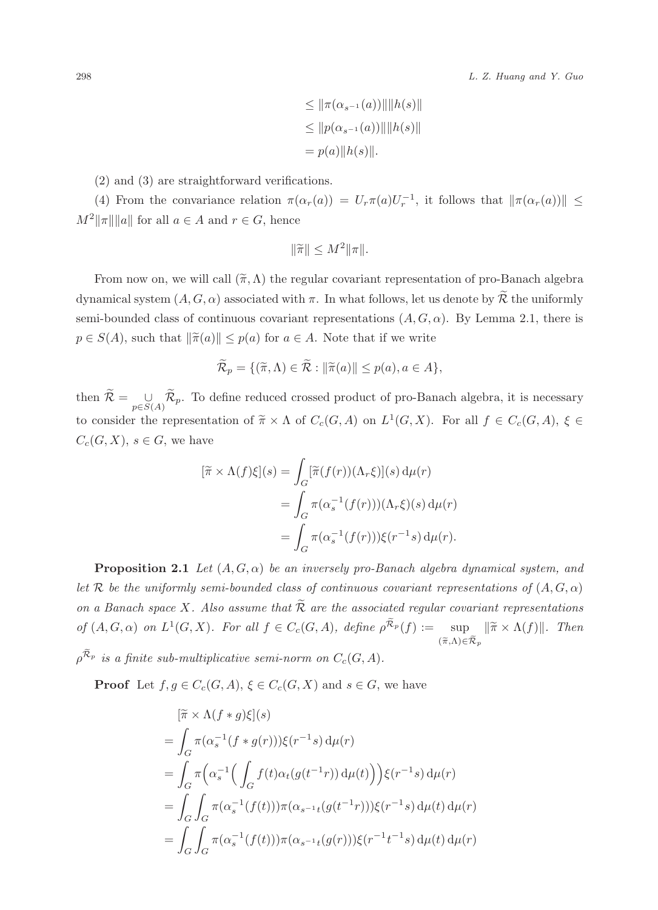$$
\begin{aligned}
&\leq \|\pi(\alpha_{s^{-1}}(a))\|\|h(s)\| \\
&\leq \|p(\alpha_{s^{-1}}(a))\|\|h(s)\| \\
&= p(a)\|h(s)\|.
\end{aligned}
$$

(2) and (3) are straightforward verifications.

(4) From the convariance relation $\pi(\alpha_r(a)) = U_r\pi(a)U_r^{-1}$, it follows that $\|\pi(\alpha_r(a))\| \leq M^2\|\pi\|\|a\|$ for all $a \in A$ and $r \in G$, hence

$$
\|\widetilde{\pi}\| \leq M^2\|\pi\|.
$$

From now on, we will call $(\widetilde{\pi}, \Lambda)$ the regular covariant representation of pro-Banach algebra dynamical system $(A, G, \alpha)$ associated with $\pi$. In what follows, let us denote by $\widetilde{\mathcal{R}}$ the uniformly semi-bounded class of continuous covariant representations $(A, G, \alpha)$. By Lemma 2.1, there is $p \in S(A)$, such that $\|\widetilde{\pi}(a)\| \leq p(a)$ for $a \in A$. Note that if we write

$$
\widetilde{\mathcal{R}}_p = \{(\widetilde{\pi}, \Lambda) \in \widetilde{\mathcal{R}} : \|\widetilde{\pi}(a)\| \leq p(a), a \in A\},
$$

then $\widetilde{\mathcal{R}} = \bigcup_{p\in S(A)} \widetilde{\mathcal{R}}_p$. To define reduced crossed product of pro-Banach algebra, it is necessary to consider the representation of $\widetilde{\pi} \times \Lambda$ of $C_c(G, A)$ on $L^1(G, X)$. For all $f \in C_c(G, A)$, $\xi \in C_c(G, X)$, $s \in G$, we have

$$
\begin{aligned}
[\widetilde{\pi} \times \Lambda(f)\xi](s) &= \int_G [\widetilde{\pi}(f(r))(\Lambda_r\xi)](s)\,\mathrm{d}\mu(r) \\
&= \int_G \pi(\alpha_s^{-1}(f(r)))(\Lambda_r\xi)(s)\,\mathrm{d}\mu(r) \\
&= \int_G \pi(\alpha_s^{-1}(f(r)))\xi(r^{-1}s)\,\mathrm{d}\mu(r).
\end{aligned}
$$

**Proposition 2.1** *Let $(A, G, \alpha)$ be an inversely pro-Banach algebra dynamical system, and let $\mathcal{R}$ be the uniformly semi-bounded class of continuous covariant representations of $(A, G, \alpha)$ on a Banach space $X$. Also assume that $\widetilde{\mathcal{R}}$ are the associated regular covariant representations of $(A, G, \alpha)$ on $L^1(G, X)$. For all $f \in C_c(G, A)$, define $\rho^{\widetilde{\mathcal{R}}_p}(f) := \sup_{(\widetilde{\pi},\Lambda)\in\widetilde{\mathcal{R}}_p} \|\widetilde{\pi} \times \Lambda(f)\|$. Then $\rho^{\widetilde{\mathcal{R}}_p}$ is a finite sub-multiplicative semi-norm on $C_c(G, A)$.*

**Proof** Let $f, g \in C_c(G, A)$, $\xi \in C_c(G, X)$ and $s \in G$, we have

$$
\begin{aligned}
&[\widetilde{\pi} \times \Lambda(f * g)\xi](s) \\
={}& \int_G \pi(\alpha_s^{-1}(f * g(r)))\xi(r^{-1}s)\,\mathrm{d}\mu(r) \\
={}& \int_G \pi\Big(\alpha_s^{-1}\Big(\int_G f(t)\alpha_t(g(t^{-1}r))\,\mathrm{d}\mu(t)\Big)\Big)\xi(r^{-1}s)\,\mathrm{d}\mu(r) \\
={}& \int_G\int_G \pi(\alpha_s^{-1}(f(t)))\pi(\alpha_{s^{-1}t}(g(t^{-1}r)))\xi(r^{-1}s)\,\mathrm{d}\mu(t)\,\mathrm{d}\mu(r) \\
={}& \int_G\int_G \pi(\alpha_s^{-1}(f(t)))\pi(\alpha_{s^{-1}t}(g(r)))\xi(r^{-1}t^{-1}s)\,\mathrm{d}\mu(t)\,\mathrm{d}\mu(r)
\end{aligned}
$$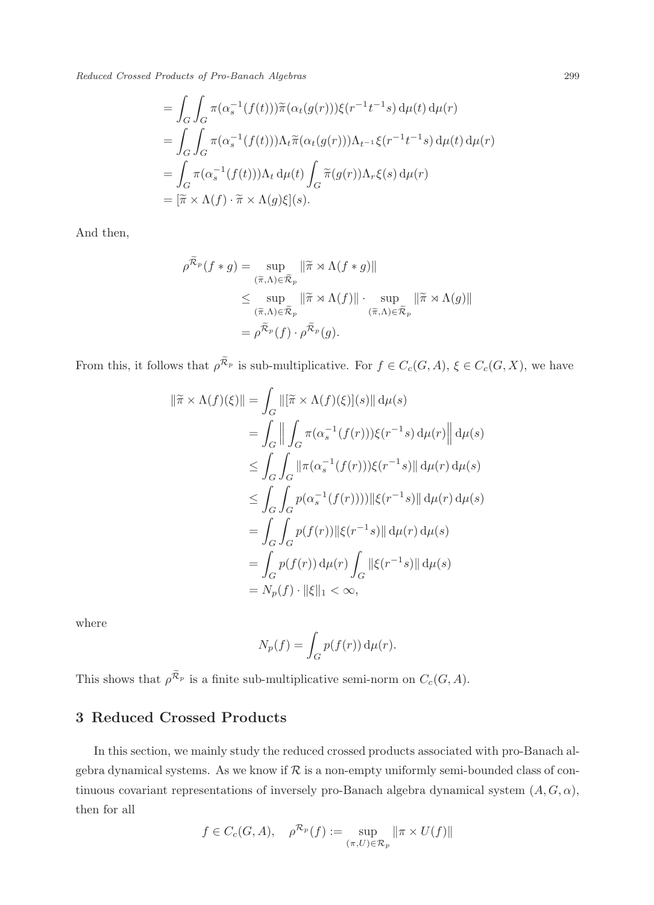$$
\begin{aligned}
&= \int_G \int_G \pi(\alpha_s^{-1}(f(t)))\widetilde{\pi}(\alpha_t(g(r)))\xi(r^{-1}t^{-1}s)\,\mathrm{d}\mu(t)\,\mathrm{d}\mu(r) \\
&= \int_G \int_G \pi(\alpha_s^{-1}(f(t)))\Lambda_t\widetilde{\pi}(\alpha_t(g(r)))\Lambda_{t^{-1}}\xi(r^{-1}t^{-1}s)\,\mathrm{d}\mu(t)\,\mathrm{d}\mu(r) \\
&= \int_G \pi(\alpha_s^{-1}(f(t)))\Lambda_t\,\mathrm{d}\mu(t)\int_G \widetilde{\pi}(g(r))\Lambda_r\xi(s)\,\mathrm{d}\mu(r) \\
&= [\widetilde{\pi}\times\Lambda(f)\cdot\widetilde{\pi}\times\Lambda(g)\xi](s).
\end{aligned}
$$

And then,

$$
\begin{aligned}
\rho^{\widetilde{\mathcal{R}}_p}(f*g) &= \sup_{(\widetilde{\pi},\Lambda)\in\widetilde{\mathcal{R}}_p} \|\widetilde{\pi}\rtimes\Lambda(f*g)\| \\
&\le \sup_{(\widetilde{\pi},\Lambda)\in\widetilde{\mathcal{R}}_p} \|\widetilde{\pi}\rtimes\Lambda(f)\|\cdot\sup_{(\widetilde{\pi},\Lambda)\in\widetilde{\mathcal{R}}_p} \|\widetilde{\pi}\rtimes\Lambda(g)\| \\
&= \rho^{\widetilde{\mathcal{R}}_p}(f)\cdot\rho^{\widetilde{\mathcal{R}}_p}(g).
\end{aligned}
$$

From this, it follows that $\rho^{\widetilde{\mathcal{R}}_p}$ is sub-multiplicative. For $f\in C_c(G,A)$, $\xi\in C_c(G,X)$, we have

$$
\begin{aligned}
\|\widetilde{\pi}\times\Lambda(f)(\xi)\| &= \int_G \|[\widetilde{\pi}\times\Lambda(f)(\xi)](s)\|\,\mathrm{d}\mu(s) \\
&= \int_G \left\|\int_G \pi(\alpha_s^{-1}(f(r)))\xi(r^{-1}s)\,\mathrm{d}\mu(r)\right\|\,\mathrm{d}\mu(s) \\
&\le \int_G\int_G \|\pi(\alpha_s^{-1}(f(r)))\xi(r^{-1}s)\|\,\mathrm{d}\mu(r)\,\mathrm{d}\mu(s) \\
&\le \int_G\int_G p(\alpha_s^{-1}(f(r))))\|\xi(r^{-1}s)\|\,\mathrm{d}\mu(r)\,\mathrm{d}\mu(s) \\
&= \int_G\int_G p(f(r))\|\xi(r^{-1}s)\|\,\mathrm{d}\mu(r)\,\mathrm{d}\mu(s) \\
&= \int_G p(f(r))\,\mathrm{d}\mu(r)\int_G \|\xi(r^{-1}s)\|\,\mathrm{d}\mu(s) \\
&= N_p(f)\cdot\|\xi\|_1<\infty,
\end{aligned}
$$

where

$$
N_p(f)=\int_G p(f(r))\,\mathrm{d}\mu(r).
$$

This shows that $\rho^{\widetilde{\mathcal{R}}_p}$ is a finite sub-multiplicative semi-norm on $C_c(G,A)$.

## 3 Reduced Crossed Products

In this section, we mainly study the reduced crossed products associated with pro-Banach algebra dynamical systems. As we know if $\mathcal{R}$ is a non-empty uniformly semi-bounded class of continuous covariant representations of inversely pro-Banach algebra dynamical system $(A,G,\alpha)$, then for all

$$
f\in C_c(G,A),\quad \rho^{\mathcal{R}_p}(f):=\sup_{(\pi,U)\in\mathcal{R}_p}\|\pi\times U(f)\|
$$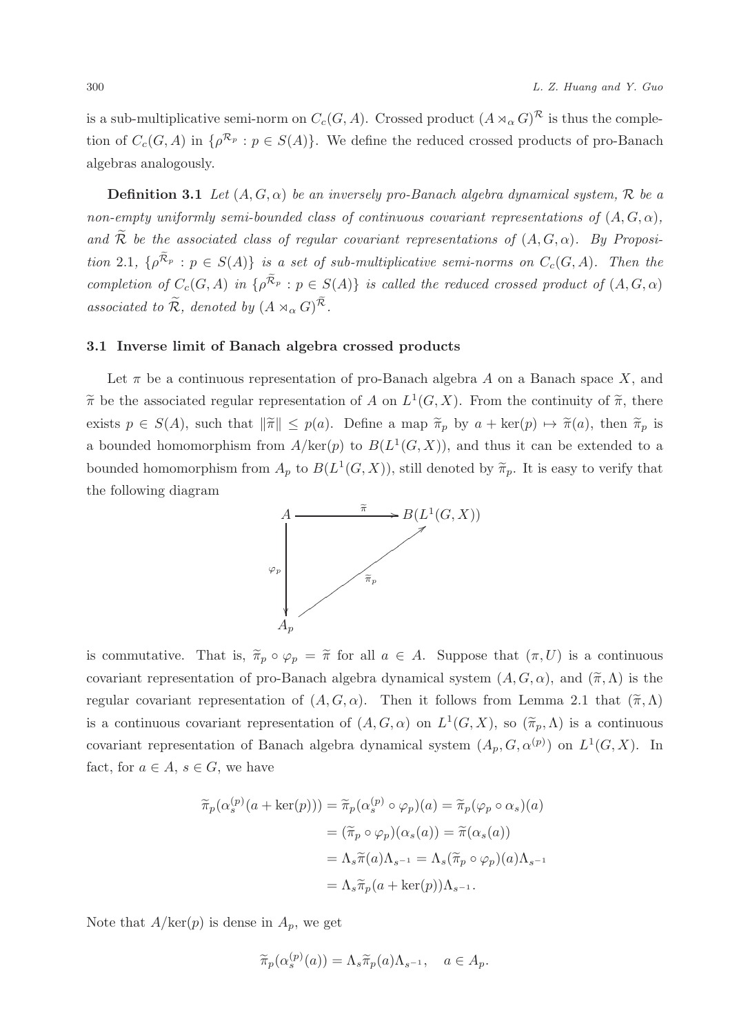is a sub-multiplicative semi-norm on $C_c(G, A)$. Crossed product $(A \rtimes_\alpha G)^{\mathcal{R}}$ is thus the completion of $C_c(G, A)$ in $\{\rho^{\mathcal{R}_p} : p \in S(A)\}$. We define the reduced crossed products of pro-Banach algebras analogously.

**Definition 3.1** *Let $(A, G, \alpha)$ be an inversely pro-Banach algebra dynamical system, $\mathcal{R}$ be a non-empty uniformly semi-bounded class of continuous covariant representations of $(A, G, \alpha)$, and $\widetilde{\mathcal{R}}$ be the associated class of regular covariant representations of $(A, G, \alpha)$. By Proposition 2.1, $\{\rho^{\widetilde{\mathcal{R}}_p} : p \in S(A)\}$ is a set of sub-multiplicative semi-norms on $C_c(G, A)$. Then the completion of $C_c(G, A)$ in $\{\rho^{\widetilde{\mathcal{R}}_p} : p \in S(A)\}$ is called the reduced crossed product of $(A, G, \alpha)$ associated to $\widetilde{\mathcal{R}}$, denoted by $(A \rtimes_\alpha G)^{\widetilde{\mathcal{R}}}$.*

### 3.1 Inverse limit of Banach algebra crossed products

Let $\pi$ be a continuous representation of pro-Banach algebra $A$ on a Banach space $X$, and $\widetilde{\pi}$ be the associated regular representation of $A$ on $L^1(G, X)$. From the continuity of $\widetilde{\pi}$, there exists $p \in S(A)$, such that $\|\widetilde{\pi}\| \leq p(a)$. Define a map $\widetilde{\pi}_p$ by $a + \ker(p) \mapsto \widetilde{\pi}(a)$, then $\widetilde{\pi}_p$ is a bounded homomorphism from $A/\ker(p)$ to $B(L^1(G, X))$, and thus it can be extended to a bounded homomorphism from $A_p$ to $B(L^1(G, X))$, still denoted by $\widetilde{\pi}_p$. It is easy to verify that the following diagram

$$\begin{array}{ccc} A & \xrightarrow{\widetilde{\pi}} & B(L^1(G,X)) \\ \Big\downarrow \varphi_p & \nearrow_{\widetilde{\pi}_p} & \\ A_p & & \end{array}$$

is commutative. That is, $\widetilde{\pi}_p \circ \varphi_p = \widetilde{\pi}$ for all $a \in A$. Suppose that $(\pi, U)$ is a continuous covariant representation of pro-Banach algebra dynamical system $(A, G, \alpha)$, and $(\widetilde{\pi}, \Lambda)$ is the regular covariant representation of $(A, G, \alpha)$. Then it follows from Lemma 2.1 that $(\widetilde{\pi}, \Lambda)$ is a continuous covariant representation of $(A, G, \alpha)$ on $L^1(G, X)$, so $(\widetilde{\pi}_p, \Lambda)$ is a continuous covariant representation of Banach algebra dynamical system $(A_p, G, \alpha^{(p)})$ on $L^1(G, X)$. In fact, for $a \in A$, $s \in G$, we have

$$\begin{aligned}
\widetilde{\pi}_p(\alpha_s^{(p)}(a + \ker(p))) &= \widetilde{\pi}_p(\alpha_s^{(p)} \circ \varphi_p)(a) = \widetilde{\pi}_p(\varphi_p \circ \alpha_s)(a) \\
&= (\widetilde{\pi}_p \circ \varphi_p)(\alpha_s(a)) = \widetilde{\pi}(\alpha_s(a)) \\
&= \Lambda_s \widetilde{\pi}(a) \Lambda_{s^{-1}} = \Lambda_s (\widetilde{\pi}_p \circ \varphi_p)(a) \Lambda_{s^{-1}} \\
&= \Lambda_s \widetilde{\pi}_p(a + \ker(p)) \Lambda_{s^{-1}}.
\end{aligned}$$

Note that $A/\ker(p)$ is dense in $A_p$, we get

$$\widetilde{\pi}_p(\alpha_s^{(p)}(a)) = \Lambda_s \widetilde{\pi}_p(a) \Lambda_{s^{-1}}, \quad a \in A_p.$$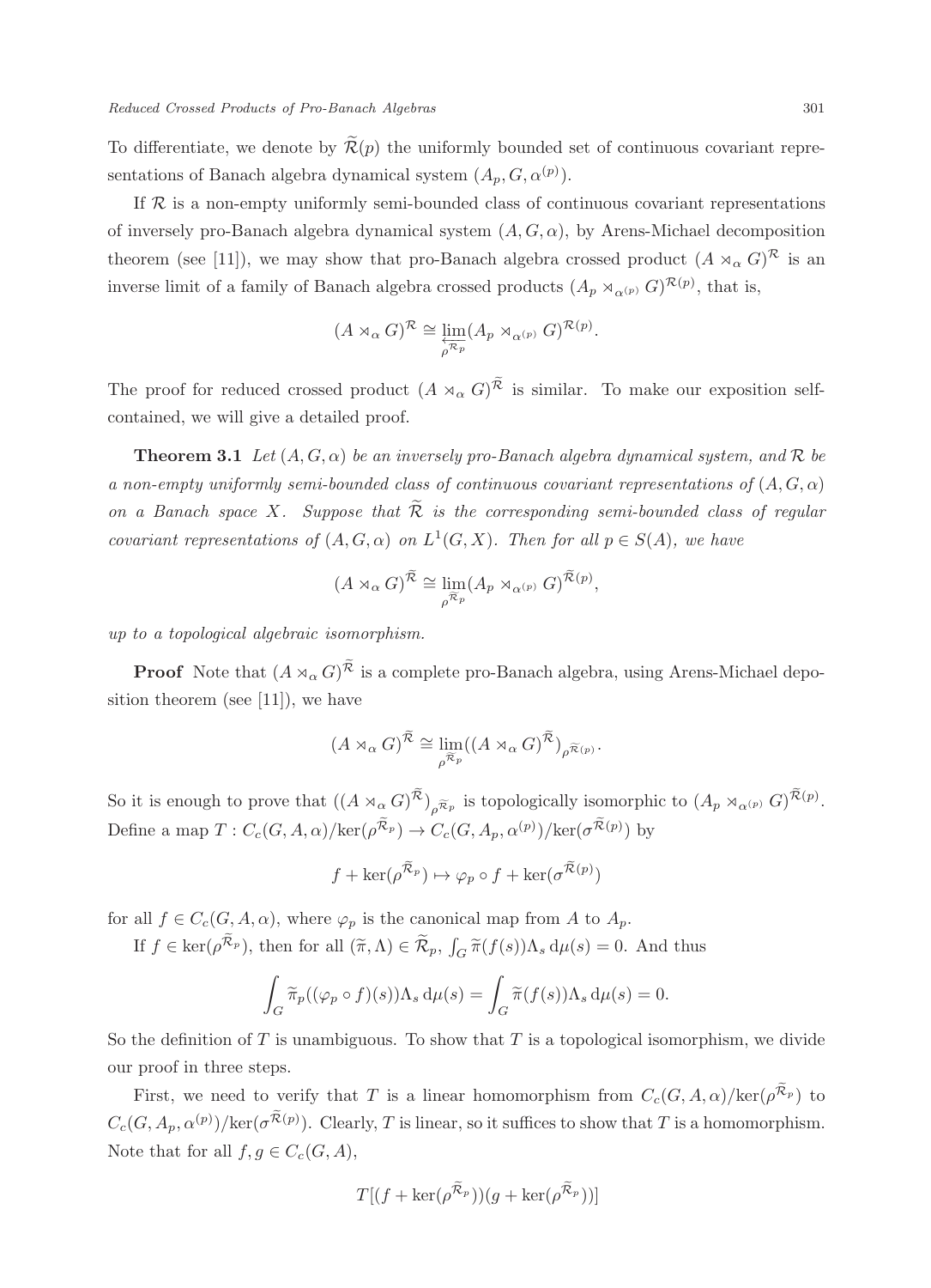To differentiate, we denote by $\widetilde{\mathcal{R}}(p)$ the uniformly bounded set of continuous covariant representations of Banach algebra dynamical system $(A_p, G, \alpha^{(p)})$.

If $\mathcal{R}$ is a non-empty uniformly semi-bounded class of continuous covariant representations of inversely pro-Banach algebra dynamical system $(A, G, \alpha)$, by Arens-Michael decomposition theorem (see [11]), we may show that pro-Banach algebra crossed product $(A \rtimes_\alpha G)^{\mathcal{R}}$ is an inverse limit of a family of Banach algebra crossed products $(A_p \rtimes_{\alpha^{(p)}} G)^{\mathcal{R}(p)}$, that is,

$$(A \rtimes_\alpha G)^{\mathcal{R}} \cong \varprojlim_{\rho^{\mathcal{R}_p}} (A_p \rtimes_{\alpha^{(p)}} G)^{\mathcal{R}(p)}.$$

The proof for reduced crossed product $(A \rtimes_\alpha G)^{\widetilde{\mathcal{R}}}$ is similar. To make our exposition self-contained, we will give a detailed proof.

**Theorem 3.1** *Let $(A, G, \alpha)$ be an inversely pro-Banach algebra dynamical system, and $\mathcal{R}$ be a non-empty uniformly semi-bounded class of continuous covariant representations of $(A, G, \alpha)$ on a Banach space $X$. Suppose that $\widetilde{\mathcal{R}}$ is the corresponding semi-bounded class of regular covariant representations of $(A, G, \alpha)$ on $L^1(G, X)$. Then for all $p \in S(A)$, we have*

$$(A \rtimes_\alpha G)^{\widetilde{\mathcal{R}}} \cong \varprojlim_{\rho^{\widetilde{\mathcal{R}}_p}} (A_p \rtimes_{\alpha^{(p)}} G)^{\widetilde{\mathcal{R}}(p)},$$

*up to a topological algebraic isomorphism.*

**Proof** Note that $(A \rtimes_\alpha G)^{\widetilde{\mathcal{R}}}$ is a complete pro-Banach algebra, using Arens-Michael deposition theorem (see [11]), we have

$$(A \rtimes_\alpha G)^{\widetilde{\mathcal{R}}} \cong \varprojlim_{\rho^{\widetilde{\mathcal{R}}_p}} ((A \rtimes_\alpha G)^{\widetilde{\mathcal{R}}})_{\rho^{\widetilde{\mathcal{R}}(p)}}.$$

So it is enough to prove that $((A \rtimes_\alpha G)^{\widetilde{\mathcal{R}}})_{\rho^{\widetilde{\mathcal{R}}_p}}$ is topologically isomorphic to $(A_p \rtimes_{\alpha^{(p)}} G)^{\widetilde{\mathcal{R}}(p)}$. Define a map $T : C_c(G, A, \alpha)/\ker(\rho^{\widetilde{\mathcal{R}}_p}) \to C_c(G, A_p, \alpha^{(p)})/\ker(\sigma^{\widetilde{\mathcal{R}}(p)})$ by

$$f + \ker(\rho^{\widetilde{\mathcal{R}}_p}) \mapsto \varphi_p \circ f + \ker(\sigma^{\widetilde{\mathcal{R}}(p)})$$

for all $f \in C_c(G, A, \alpha)$, where $\varphi_p$ is the canonical map from $A$ to $A_p$.

If $f \in \ker(\rho^{\widetilde{\mathcal{R}}_p})$, then for all $(\widetilde{\pi}, \Lambda) \in \widetilde{\mathcal{R}}_p$, $\int_G \widetilde{\pi}(f(s))\Lambda_s \,\mathrm{d}\mu(s) = 0$. And thus

$$\int_G \widetilde{\pi}_p((\varphi_p \circ f)(s))\Lambda_s \,\mathrm{d}\mu(s) = \int_G \widetilde{\pi}(f(s))\Lambda_s \,\mathrm{d}\mu(s) = 0.$$

So the definition of $T$ is unambiguous. To show that $T$ is a topological isomorphism, we divide our proof in three steps.

First, we need to verify that $T$ is a linear homomorphism from $C_c(G, A, \alpha)/\ker(\rho^{\widetilde{\mathcal{R}}_p})$ to $C_c(G, A_p, \alpha^{(p)})/\ker(\sigma^{\widetilde{\mathcal{R}}(p)})$. Clearly, $T$ is linear, so it suffices to show that $T$ is a homomorphism. Note that for all $f, g \in C_c(G, A)$,

$$T[(f + \ker(\rho^{\widetilde{\mathcal{R}}_p}))(g + \ker(\rho^{\widetilde{\mathcal{R}}_p}))]$$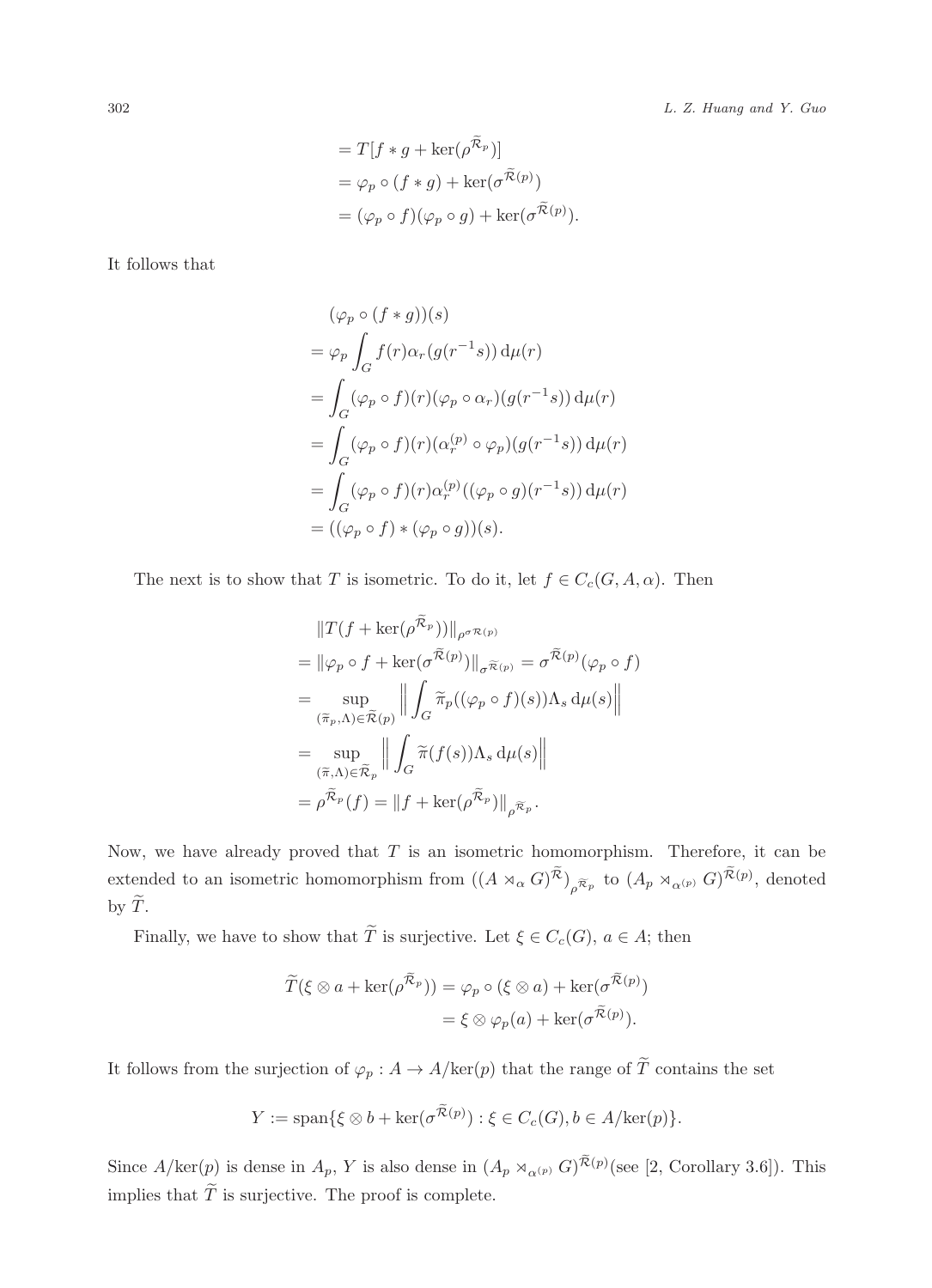$$
\begin{aligned}
&= T[f * g + \ker(\rho^{\widetilde{\mathcal{R}}_p})] \\
&= \varphi_p \circ (f * g) + \ker(\sigma^{\widetilde{\mathcal{R}}(p)}) \\
&= (\varphi_p \circ f)(\varphi_p \circ g) + \ker(\sigma^{\widetilde{\mathcal{R}}(p)}).
\end{aligned}
$$

It follows that

$$
\begin{aligned}
&(\varphi_p \circ (f * g))(s) \\
&= \varphi_p \int_G f(r)\alpha_r(g(r^{-1}s))\, \mathrm{d}\mu(r) \\
&= \int_G (\varphi_p \circ f)(r)(\varphi_p \circ \alpha_r)(g(r^{-1}s))\, \mathrm{d}\mu(r) \\
&= \int_G (\varphi_p \circ f)(r)(\alpha_r^{(p)} \circ \varphi_p)(g(r^{-1}s))\, \mathrm{d}\mu(r) \\
&= \int_G (\varphi_p \circ f)(r)\alpha_r^{(p)}((\varphi_p \circ g)(r^{-1}s))\, \mathrm{d}\mu(r) \\
&= ((\varphi_p \circ f) * (\varphi_p \circ g))(s).
\end{aligned}
$$

The next is to show that $T$ is isometric. To do it, let $f \in C_c(G, A, \alpha)$. Then

$$
\begin{aligned}
&\|T(f + \ker(\rho^{\widetilde{\mathcal{R}}_p}))\|_{\rho^{\sigma \mathcal{R}(p)}} \\
&= \|\varphi_p \circ f + \ker(\sigma^{\widetilde{\mathcal{R}}(p)})\|_{\sigma^{\widetilde{\mathcal{R}}(p)}} = \sigma^{\widetilde{\mathcal{R}}(p)}(\varphi_p \circ f) \\
&= \sup_{(\widetilde{\pi}_p, \Lambda) \in \widetilde{\mathcal{R}}(p)} \Big\| \int_G \widetilde{\pi}_p((\varphi_p \circ f)(s))\Lambda_s \, \mathrm{d}\mu(s) \Big\| \\
&= \sup_{(\widetilde{\pi}, \Lambda) \in \widetilde{\mathcal{R}}_p} \Big\| \int_G \widetilde{\pi}(f(s))\Lambda_s \, \mathrm{d}\mu(s) \Big\| \\
&= \rho^{\widetilde{\mathcal{R}}_p}(f) = \|f + \ker(\rho^{\widetilde{\mathcal{R}}_p})\|_{\rho^{\widetilde{\mathcal{R}}_p}}.
\end{aligned}
$$

Now, we have already proved that $T$ is an isometric homomorphism. Therefore, it can be extended to an isometric homomorphism from $((A \rtimes_\alpha G)^{\widetilde{\mathcal{R}}})_{\rho^{\widetilde{\mathcal{R}}_p}}$ to $(A_p \rtimes_{\alpha^{(p)}} G)^{\widetilde{\mathcal{R}}(p)}$, denoted by $\widetilde{T}$.

Finally, we have to show that $\widetilde{T}$ is surjective. Let $\xi \in C_c(G)$, $a \in A$; then

$$
\begin{aligned}
\widetilde{T}(\xi \otimes a + \ker(\rho^{\widetilde{\mathcal{R}}_p})) &= \varphi_p \circ (\xi \otimes a) + \ker(\sigma^{\widetilde{\mathcal{R}}(p)}) \\
&= \xi \otimes \varphi_p(a) + \ker(\sigma^{\widetilde{\mathcal{R}}(p)}).
\end{aligned}
$$

It follows from the surjection of $\varphi_p : A \to A/\ker(p)$ that the range of $\widetilde{T}$ contains the set

$$
Y := \operatorname{span}\{\xi \otimes b + \ker(\sigma^{\widetilde{\mathcal{R}}(p)}) : \xi \in C_c(G), b \in A/\ker(p)\}.
$$

Since $A/\ker(p)$ is dense in $A_p$, $Y$ is also dense in $(A_p \rtimes_{\alpha^{(p)}} G)^{\widetilde{\mathcal{R}}(p)}$(see [2, Corollary 3.6]). This implies that $\widetilde{T}$ is surjective. The proof is complete.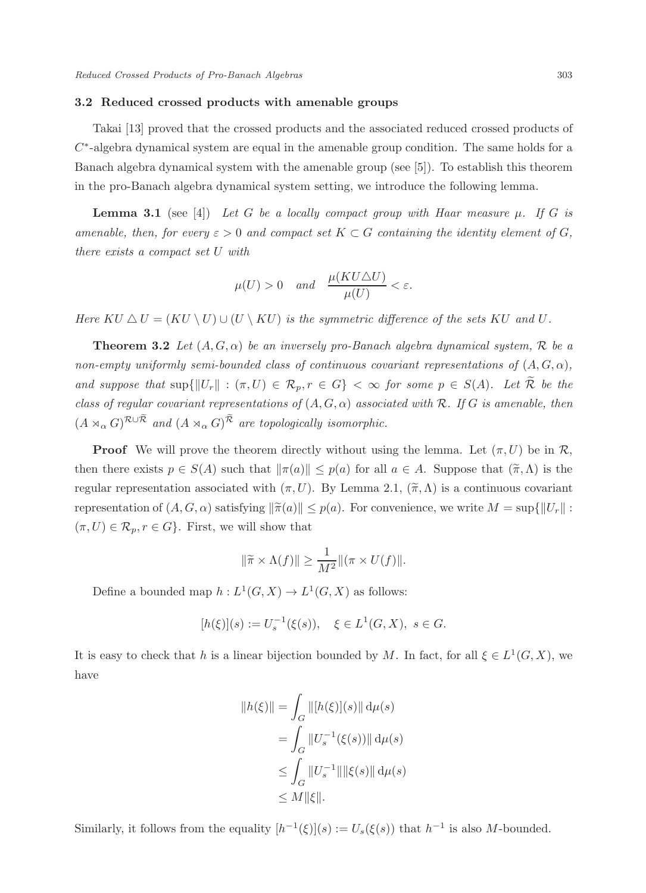### 3.2 Reduced crossed products with amenable groups

Takai [13] proved that the crossed products and the associated reduced crossed products of $C^*$-algebra dynamical system are equal in the amenable group condition. The same holds for a Banach algebra dynamical system with the amenable group (see [5]). To establish this theorem in the pro-Banach algebra dynamical system setting, we introduce the following lemma.

**Lemma 3.1** (see [4]) *Let $G$ be a locally compact group with Haar measure $\mu$. If $G$ is amenable, then, for every $\varepsilon > 0$ and compact set $K \subset G$ containing the identity element of $G$, there exists a compact set $U$ with*

$$\mu(U) > 0 \quad \text{and} \quad \frac{\mu(KU \triangle U)}{\mu(U)} < \varepsilon.$$

*Here $KU \triangle U = (KU \setminus U) \cup (U \setminus KU)$ is the symmetric difference of the sets $KU$ and $U$.*

**Theorem 3.2** *Let $(A, G, \alpha)$ be an inversely pro-Banach algebra dynamical system, $\mathcal{R}$ be a non-empty uniformly semi-bounded class of continuous covariant representations of $(A, G, \alpha)$, and suppose that $\sup\{\|U_r\| : (\pi, U) \in \mathcal{R}_p, r \in G\} < \infty$ for some $p \in S(A)$. Let $\widetilde{\mathcal{R}}$ be the class of regular covariant representations of $(A, G, \alpha)$ associated with $\mathcal{R}$. If $G$ is amenable, then $(A \rtimes_\alpha G)^{\mathcal{R} \cup \widetilde{\mathcal{R}}}$ and $(A \rtimes_\alpha G)^{\widetilde{\mathcal{R}}}$ are topologically isomorphic.*

**Proof** We will prove the theorem directly without using the lemma. Let $(\pi, U)$ be in $\mathcal{R}$, then there exists $p \in S(A)$ such that $\|\pi(a)\| \leq p(a)$ for all $a \in A$. Suppose that $(\widetilde{\pi}, \Lambda)$ is the regular representation associated with $(\pi, U)$. By Lemma 2.1, $(\widetilde{\pi}, \Lambda)$ is a continuous covariant representation of $(A, G, \alpha)$ satisfying $\|\widetilde{\pi}(a)\| \leq p(a)$. For convenience, we write $M = \sup\{\|U_r\| : (\pi, U) \in \mathcal{R}_p, r \in G\}$. First, we will show that

$$\|\widetilde{\pi} \times \Lambda(f)\| \geq \frac{1}{M^2} \|(\pi \times U(f)\|.$$

Define a bounded map $h : L^1(G, X) \to L^1(G, X)$ as follows:

$$[h(\xi)](s) := U_s^{-1}(\xi(s)), \quad \xi \in L^1(G, X), \ s \in G.$$

It is easy to check that $h$ is a linear bijection bounded by $M$. In fact, for all $\xi \in L^1(G, X)$, we have

$$\begin{aligned}
\|h(\xi)\| &= \int_G \|[h(\xi)](s)\| \, \mathrm{d}\mu(s) \\
&= \int_G \|U_s^{-1}(\xi(s))\| \, \mathrm{d}\mu(s) \\
&\leq \int_G \|U_s^{-1}\| \|\xi(s)\| \, \mathrm{d}\mu(s) \\
&\leq M\|\xi\|.
\end{aligned}$$

Similarly, it follows from the equality $[h^{-1}(\xi)](s) := U_s(\xi(s))$ that $h^{-1}$ is also $M$-bounded.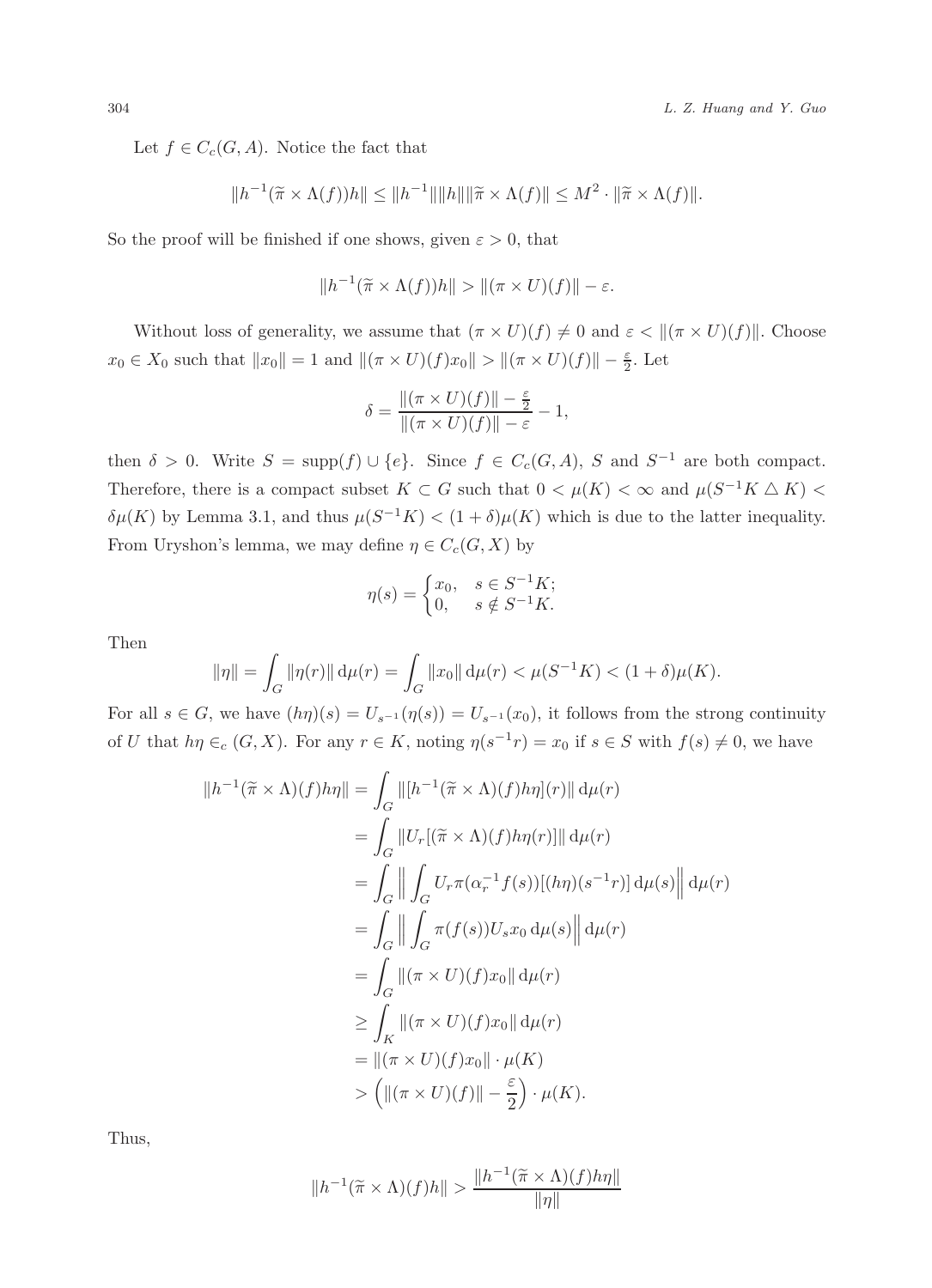Let $f \in C_c(G, A)$. Notice the fact that

$$\|h^{-1}(\widetilde{\pi} \times \Lambda(f))h\| \leq \|h^{-1}\|\|h\|\|\widetilde{\pi} \times \Lambda(f)\| \leq M^2 \cdot \|\widetilde{\pi} \times \Lambda(f)\|.$$

So the proof will be finished if one shows, given $\varepsilon > 0$, that

$$\|h^{-1}(\widetilde{\pi} \times \Lambda(f))h\| > \|(\pi \times U)(f)\| - \varepsilon.$$

Without loss of generality, we assume that $(\pi \times U)(f) \neq 0$ and $\varepsilon < \|(\pi \times U)(f)\|$. Choose $x_0 \in X_0$ such that $\|x_0\| = 1$ and $\|(\pi \times U)(f)x_0\| > \|(\pi \times U)(f)\| - \frac{\varepsilon}{2}$. Let

$$\delta = \frac{\|(\pi \times U)(f)\| - \frac{\varepsilon}{2}}{\|(\pi \times U)(f)\| - \varepsilon} - 1,$$

then $\delta > 0$. Write $S = \operatorname{supp}(f) \cup \{e\}$. Since $f \in C_c(G, A)$, $S$ and $S^{-1}$ are both compact. Therefore, there is a compact subset $K \subset G$ such that $0 < \mu(K) < \infty$ and $\mu(S^{-1}K \triangle K) < \delta\mu(K)$ by Lemma 3.1, and thus $\mu(S^{-1}K) < (1+\delta)\mu(K)$ which is due to the latter inequality. From Uryshon's lemma, we may define $\eta \in C_c(G, X)$ by

$$\eta(s) = \begin{cases} x_0, & s \in S^{-1}K; \\ 0, & s \notin S^{-1}K. \end{cases}$$

Then

$$\|\eta\| = \int_G \|\eta(r)\| \, \mathrm{d}\mu(r) = \int_G \|x_0\| \, \mathrm{d}\mu(r) < \mu(S^{-1}K) < (1+\delta)\mu(K).$$

For all $s \in G$, we have $(h\eta)(s) = U_{s^{-1}}(\eta(s)) = U_{s^{-1}}(x_0)$, it follows from the strong continuity of $U$ that $h\eta \in_c (G, X)$. For any $r \in K$, noting $\eta(s^{-1}r) = x_0$ if $s \in S$ with $f(s) \neq 0$, we have

$$\begin{aligned}
\|h^{-1}(\widetilde{\pi} \times \Lambda)(f)h\eta\| &= \int_G \|[h^{-1}(\widetilde{\pi} \times \Lambda)(f)h\eta](r)\| \, \mathrm{d}\mu(r) \\
&= \int_G \|U_r[(\widetilde{\pi} \times \Lambda)(f)h\eta(r)]\| \, \mathrm{d}\mu(r) \\
&= \int_G \Big\| \int_G U_r\pi(\alpha_r^{-1}f(s))[(h\eta)(s^{-1}r)] \, \mathrm{d}\mu(s) \Big\| \, \mathrm{d}\mu(r) \\
&= \int_G \Big\| \int_G \pi(f(s))U_s x_0 \, \mathrm{d}\mu(s) \Big\| \, \mathrm{d}\mu(r) \\
&= \int_G \|(\pi \times U)(f)x_0\| \, \mathrm{d}\mu(r) \\
&\geq \int_K \|(\pi \times U)(f)x_0\| \, \mathrm{d}\mu(r) \\
&= \|(\pi \times U)(f)x_0\| \cdot \mu(K) \\
&> \Big(\|(\pi \times U)(f)\| - \frac{\varepsilon}{2}\Big) \cdot \mu(K).
\end{aligned}$$

Thus,

$$\|h^{-1}(\widetilde{\pi} \times \Lambda)(f)h\| > \frac{\|h^{-1}(\widetilde{\pi} \times \Lambda)(f)h\eta\|}{\|\eta\|}$$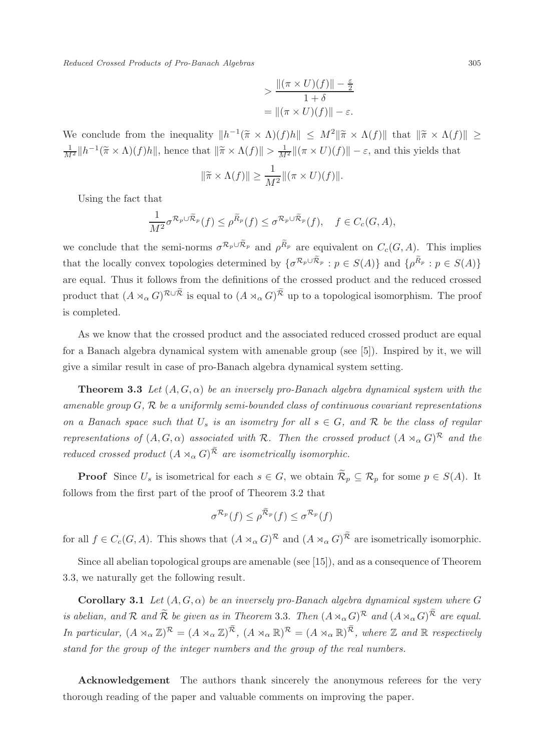$$
\begin{aligned}
&> \frac{\|(\pi \times U)(f)\| - \frac{\varepsilon}{2}}{1+\delta} \\
&= \|(\pi \times U)(f)\| - \varepsilon.
\end{aligned}
$$

We conclude from the inequality $\|h^{-1}(\widetilde{\pi} \times \Lambda)(f)h\| \leq M^2\|\widetilde{\pi} \times \Lambda(f)\|$ that $\|\widetilde{\pi} \times \Lambda(f)\| \geq \frac{1}{M^2}\|h^{-1}(\widetilde{\pi} \times \Lambda)(f)h\|$, hence that $\|\widetilde{\pi} \times \Lambda(f)\| > \frac{1}{M^2}\|(\pi \times U)(f)\| - \varepsilon$, and this yields that

$$
\|\widetilde{\pi} \times \Lambda(f)\| \geq \frac{1}{M^2}\|(\pi \times U)(f)\|.
$$

Using the fact that

$$
\frac{1}{M^2}\sigma^{\mathcal{R}_p \cup \widetilde{\mathcal{R}}_p}(f) \leq \rho^{\widetilde{R}_p}(f) \leq \sigma^{\mathcal{R}_p \cup \widetilde{\mathcal{R}}_p}(f), \quad f \in C_c(G, A),
$$

we conclude that the semi-norms $\sigma^{\mathcal{R}_p \cup \widetilde{\mathcal{R}}_p}$ and $\rho^{\widetilde{R}_p}$ are equivalent on $C_c(G, A)$. This implies that the locally convex topologies determined by $\{\sigma^{\mathcal{R}_p \cup \widetilde{\mathcal{R}}_p} : p \in S(A)\}$ and $\{\rho^{\widetilde{R}_p} : p \in S(A)\}$ are equal. Thus it follows from the definitions of the crossed product and the reduced crossed product that $(A \rtimes_\alpha G)^{\mathcal{R} \cup \widetilde{\mathcal{R}}}$ is equal to $(A \rtimes_\alpha G)^{\widetilde{\mathcal{R}}}$ up to a topological isomorphism. The proof is completed.

As we know that the crossed product and the associated reduced crossed product are equal for a Banach algebra dynamical system with amenable group (see [5]). Inspired by it, we will give a similar result in case of pro-Banach algebra dynamical system setting.

**Theorem 3.3** *Let $(A, G, \alpha)$ be an inversely pro-Banach algebra dynamical system with the amenable group $G$, $\mathcal{R}$ be a uniformly semi-bounded class of continuous covariant representations on a Banach space such that $U_s$ is an isometry for all $s \in G$, and $\mathcal{R}$ be the class of regular representations of $(A, G, \alpha)$ associated with $\mathcal{R}$. Then the crossed product $(A \rtimes_\alpha G)^{\mathcal{R}}$ and the reduced crossed product $(A \rtimes_\alpha G)^{\widetilde{\mathcal{R}}}$ are isometrically isomorphic.*

**Proof** Since $U_s$ is isometrical for each $s \in G$, we obtain $\widetilde{\mathcal{R}}_p \subseteq \mathcal{R}_p$ for some $p \in S(A)$. It follows from the first part of the proof of Theorem 3.2 that

$$
\sigma^{\mathcal{R}_p}(f) \leq \rho^{\widetilde{\mathcal{R}}_p}(f) \leq \sigma^{\mathcal{R}_p}(f)
$$

for all $f \in C_c(G, A)$. This shows that $(A \rtimes_\alpha G)^{\mathcal{R}}$ and $(A \rtimes_\alpha G)^{\widetilde{\mathcal{R}}}$ are isometrically isomorphic.

Since all abelian topological groups are amenable (see [15]), and as a consequence of Theorem 3.3, we naturally get the following result.

**Corollary 3.1** *Let $(A, G, \alpha)$ be an inversely pro-Banach algebra dynamical system where $G$ is abelian, and $\mathcal{R}$ and $\widetilde{\mathcal{R}}$ be given as in Theorem 3.3. Then $(A \rtimes_\alpha G)^{\mathcal{R}}$ and $(A \rtimes_\alpha G)^{\widetilde{\mathcal{R}}}$ are equal. In particular, $(A \rtimes_\alpha \mathbb{Z})^{\mathcal{R}} = (A \rtimes_\alpha \mathbb{Z})^{\widetilde{\mathcal{R}}}$, $(A \rtimes_\alpha \mathbb{R})^{\mathcal{R}} = (A \rtimes_\alpha \mathbb{R})^{\widetilde{\mathcal{R}}}$, where $\mathbb{Z}$ and $\mathbb{R}$ respectively stand for the group of the integer numbers and the group of the real numbers.*

**Acknowledgement** The authors thank sincerely the anonymous referees for the very thorough reading of the paper and valuable comments on improving the paper.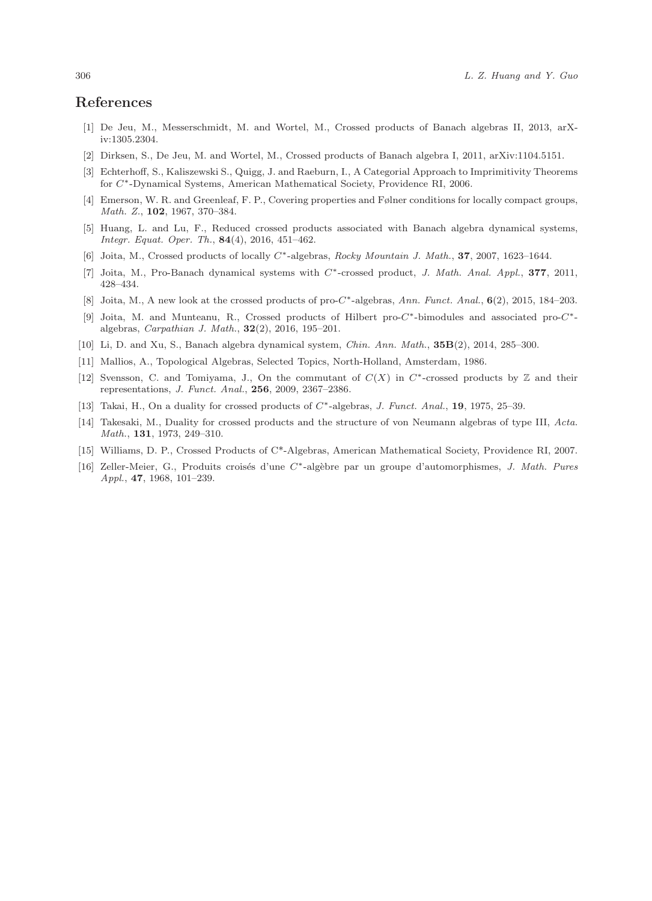## References

[1] De Jeu, M., Messerschmidt, M. and Wortel, M., Crossed products of Banach algebras II, 2013, arXiv:1305.2304.

[2] Dirksen, S., De Jeu, M. and Wortel, M., Crossed products of Banach algebra I, 2011, arXiv:1104.5151.

[3] Echterhoff, S., Kaliszewski S., Quigg, J. and Raeburn, I., A Categorial Approach to Imprimitivity Theorems for $C^*$-Dynamical Systems, American Mathematical Society, Providence RI, 2006.

[4] Emerson, W. R. and Greenleaf, F. P., Covering properties and Følner conditions for locally compact groups, *Math. Z.*, **102**, 1967, 370–384.

[5] Huang, L. and Lu, F., Reduced crossed products associated with Banach algebra dynamical systems, *Integr. Equat. Oper. Th.*, **84**(4), 2016, 451–462.

[6] Joita, M., Crossed products of locally $C^*$-algebras, *Rocky Mountain J. Math.*, **37**, 2007, 1623–1644.

[7] Joita, M., Pro-Banach dynamical systems with $C^*$-crossed product, *J. Math. Anal. Appl.*, **377**, 2011, 428–434.

[8] Joita, M., A new look at the crossed products of pro-$C^*$-algebras, *Ann. Funct. Anal.*, **6**(2), 2015, 184–203.

[9] Joita, M. and Munteanu, R., Crossed products of Hilbert pro-$C^*$-bimodules and associated pro-$C^*$-algebras, *Carpathian J. Math.*, **32**(2), 2016, 195–201.

[10] Li, D. and Xu, S., Banach algebra dynamical system, *Chin. Ann. Math.*, **35B**(2), 2014, 285–300.

[11] Mallios, A., Topological Algebras, Selected Topics, North-Holland, Amsterdam, 1986.

[12] Svensson, C. and Tomiyama, J., On the commutant of $C(X)$ in $C^*$-crossed products by $\mathbb{Z}$ and their representations, *J. Funct. Anal.*, **256**, 2009, 2367–2386.

[13] Takai, H., On a duality for crossed products of $C^*$-algebras, *J. Funct. Anal.*, **19**, 1975, 25–39.

[14] Takesaki, M., Duality for crossed products and the structure of von Neumann algebras of type III, *Acta. Math.*, **131**, 1973, 249–310.

[15] Williams, D. P., Crossed Products of C*-Algebras, American Mathematical Society, Providence RI, 2007.

[16] Zeller-Meier, G., Produits croisés d'une $C^*$-algèbre par un groupe d'automorphismes, *J. Math. Pures Appl.*, **47**, 1968, 101–239.